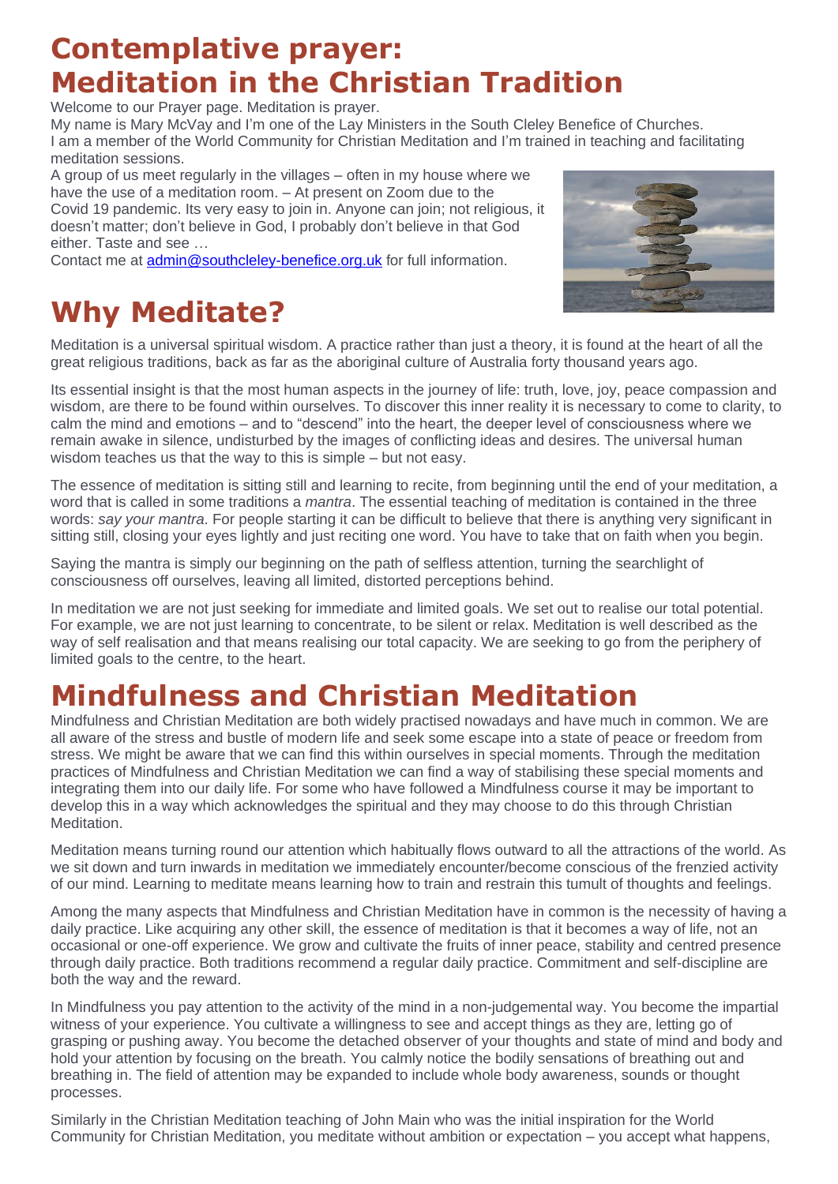# Contemplative prayer: Meditation in the Christian Tradition

Welcome to our Prayer page. Meditation is prayer.

My name is Mary McVay and I'm one of the Lay Ministers in the South Cleley Benefice of Churches.

I am a member of the World Community for Christian Meditation and I'm trained in teaching and facilitating meditation sessions.

A group of us meet regularly in the villages – often in my house where we have the use of a meditation room. – At present on Zoom due to the Covid 19 pandemic. Its very easy to join in. Anyone can join; not religious, it doesn't matter; don't believe in God, I probably don't believe in that God either. Taste and see …

Contact me at [admin@southcleley-benefice.org.uk](mailto:admin@southcleley-benefice.org.uk) for full information.

# Why Meditate?

Meditation is a universal spiritual wisdom. A practice rather than just a theory, it is found at the heart of all the great religious traditions, back as far as the aboriginal culture of Australia forty thousand years ago.

Its essential insight is that the most human aspects in the journey of life: truth, love, joy, peace compassion and wisdom, are there to be found within ourselves. To discover this inner reality it is necessary to come to clarity, to calm the mind and emotions – and to "descend" into the heart, the deeper level of consciousness where we remain awake in silence, undisturbed by the images of conflicting ideas and desires. The universal human wisdom teaches us that the way to this is simple – but not easy.

The essence of meditation is sitting still and learning to recite, from beginning until the end of your meditation, a word that is called in some traditions a *mantra*. The essential teaching of meditation is contained in the three words: *say your mantra*. For people starting it can be difficult to believe that there is anything very significant in sitting still, closing your eyes lightly and just reciting one word. You have to take that on faith when you begin.

Saying the mantra is simply our beginning on the path of selfless attention, turning the searchlight of consciousness off ourselves, leaving all limited, distorted perceptions behind.

In meditation we are not just seeking for immediate and limited goals. We set out to realise our total potential. For example, we are not just learning to concentrate, to be silent or relax. Meditation is well described as the way of self realisation and that means realising our total capacity. We are seeking to go from the periphery of limited goals to the centre, to the heart.

# Mindfulness and Christian Meditation

Mindfulness and Christian Meditation are both widely practised nowadays and have much in common. We are all aware of the stress and bustle of modern life and seek some escape into a state of peace or freedom from stress. We might be aware that we can find this within ourselves in special moments. Through the meditation practices of Mindfulness and Christian Meditation we can find a way of stabilising these special moments and integrating them into our daily life. For some who have followed a Mindfulness course it may be important to develop this in a way which acknowledges the spiritual and they may choose to do this through Christian Meditation.

Meditation means turning round our attention which habitually flows outward to all the attractions of the world. As we sit down and turn inwards in meditation we immediately encounter/become conscious of the frenzied activity of our mind. Learning to meditate means learning how to train and restrain this tumult of thoughts and feelings.

Among the many aspects that Mindfulness and Christian Meditation have in common is the necessity of having a daily practice. Like acquiring any other skill, the essence of meditation is that it becomes a way of life, not an occasional or one-off experience. We grow and cultivate the fruits of inner peace, stability and centred presence through daily practice. Both traditions recommend a regular daily practice. Commitment and self-discipline are both the way and the reward.

In Mindfulness you pay attention to the activity of the mind in a non-judgemental way. You become the impartial witness of your experience. You cultivate a willingness to see and accept things as they are, letting go of grasping or pushing away. You become the detached observer of your thoughts and state of mind and body and hold your attention by focusing on the breath. You calmly notice the bodily sensations of breathing out and breathing in. The field of attention may be expanded to include whole body awareness, sounds or thought processes.

Similarly in the Christian Meditation teaching of John Main who was the initial inspiration for the World Community for Christian Meditation, you meditate without ambition or expectation – you accept what happens,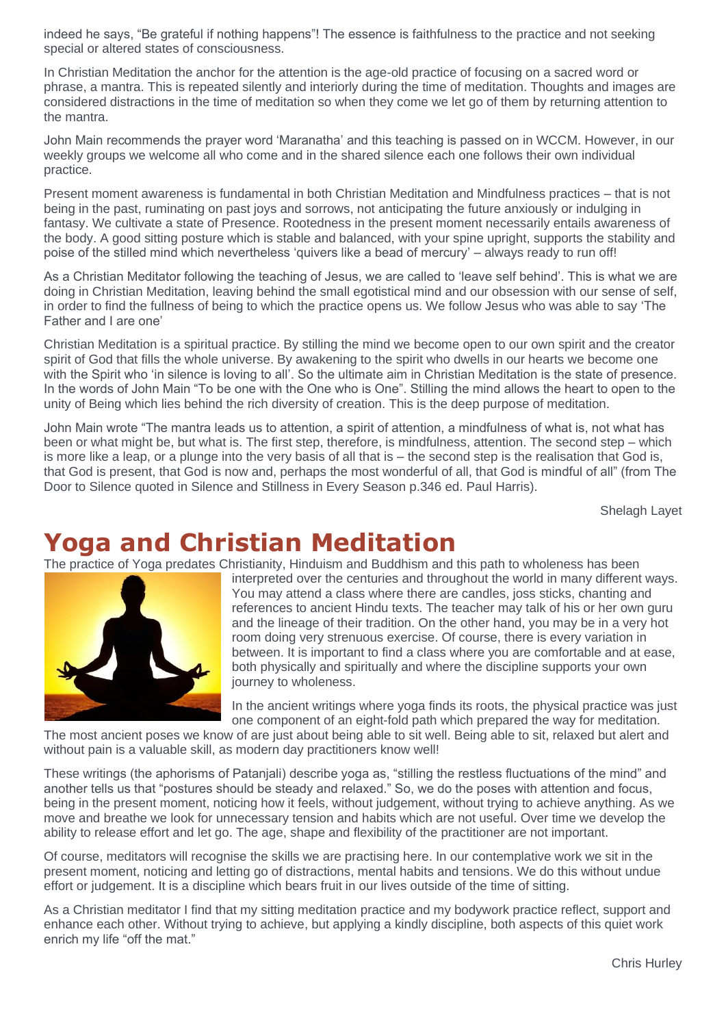indeed he says, "Be grateful if nothing happens"! The essence is faithfulness to the practice and not seeking special or altered states of consciousness.

In Christian Meditation the anchor for the attention is the age-old practice of focusing on a sacred word or phrase, a mantra. This is repeated silently and interiorly during the time of meditation. Thoughts and images are considered distractions in the time of meditation so when they come we let go of them by returning attention to the mantra.

John Main recommends the prayer word 'Maranatha' and this teaching is passed on in WCCM. However, in our weekly groups we welcome all who come and in the shared silence each one follows their own individual practice.

Present moment awareness is fundamental in both Christian Meditation and Mindfulness practices – that is not being in the past, ruminating on past joys and sorrows, not anticipating the future anxiously or indulging in fantasy. We cultivate a state of Presence. Rootedness in the present moment necessarily entails awareness of the body. A good sitting posture which is stable and balanced, with your spine upright, supports the stability and poise of the stilled mind which nevertheless 'quivers like a bead of mercury' – always ready to run off!

As a Christian Meditator following the teaching of Jesus, we are called to 'leave self behind'. This is what we are doing in Christian Meditation, leaving behind the small egotistical mind and our obsession with our sense of self, in order to find the fullness of being to which the practice opens us. We follow Jesus who was able to say 'The Father and I are one'

Christian Meditation is a spiritual practice. By stilling the mind we become open to our own spirit and the creator spirit of God that fills the whole universe. By awakening to the spirit who dwells in our hearts we become one with the Spirit who 'in silence is loving to all'. So the ultimate aim in Christian Meditation is the state of presence. In the words of John Main "To be one with the One who is One". Stilling the mind allows the heart to open to the unity of Being which lies behind the rich diversity of creation. This is the deep purpose of meditation.

John Main wrote "The mantra leads us to attention, a spirit of attention, a mindfulness of what is, not what has been or what might be, but what is. The first step, therefore, is mindfulness, attention. The second step – which is more like a leap, or a plunge into the very basis of all that is – the second step is the realisation that God is, that God is present, that God is now and, perhaps the most wonderful of all, that God is mindful of all" (from The Door to Silence quoted in Silence and Stillness in Every Season p.346 ed. Paul Harris).

Shelagh Layet

# Yoga and Christian Meditation

The practice of Yoga predates Christianity, Hinduism and Buddhism and this path to wholeness has been interpreted over the centuries and throughout the world in many different ways. You may attend a class where there are candles, joss sticks, chanting and references to ancient Hindu texts. The teacher may talk of his or her own guru and the lineage of their tradition. On the other hand, you may be in a very hot room doing very strenuous exercise. Of course, there is every variation in between. It is important to find a class where you are comfortable and at ease, both physically and spiritually and where the discipline supports your own journey to wholeness.

In the ancient writings where yoga finds its roots, the physical practice was just one component of an eight-fold path which prepared the way for meditation. The most ancient poses we know of are just about being able to sit well. Being able to sit, relaxed but alert and without pain is a valuable skill, as modern day practitioners know well!

These writings (the aphorisms of Patanjali) describe yoga as, "stilling the restless fluctuations of the mind" and another tells us that "postures should be steady and relaxed." So, we do the poses with attention and focus, being in the present moment, noticing how it feels, without judgement, without trying to achieve anything. As we move and breathe we look for unnecessary tension and habits which are not useful. Over time we develop the ability to release effort and let go. The age, shape and flexibility of the practitioner are not important.

Of course, meditators will recognise the skills we are practising here. In our contemplative work we sit in the present moment, noticing and letting go of distractions, mental habits and tensions. We do this without undue effort or judgement. It is a discipline which bears fruit in our lives outside of the time of sitting.

As a Christian meditator I find that my sitting meditation practice and my bodywork practice reflect, support and enhance each other. Without trying to achieve, but applying a kindly discipline, both aspects of this quiet work enrich my life "off the mat."

Chris Hurley